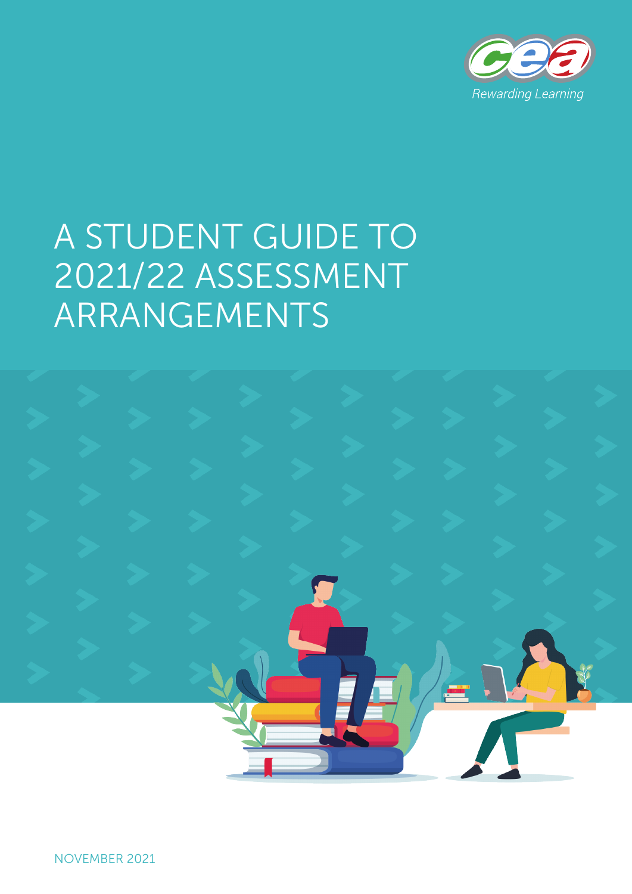# A STUDENT GUIDE TO 2021/22 ASSESSMENT ARRANGEMENTS

NOVEMBER 2021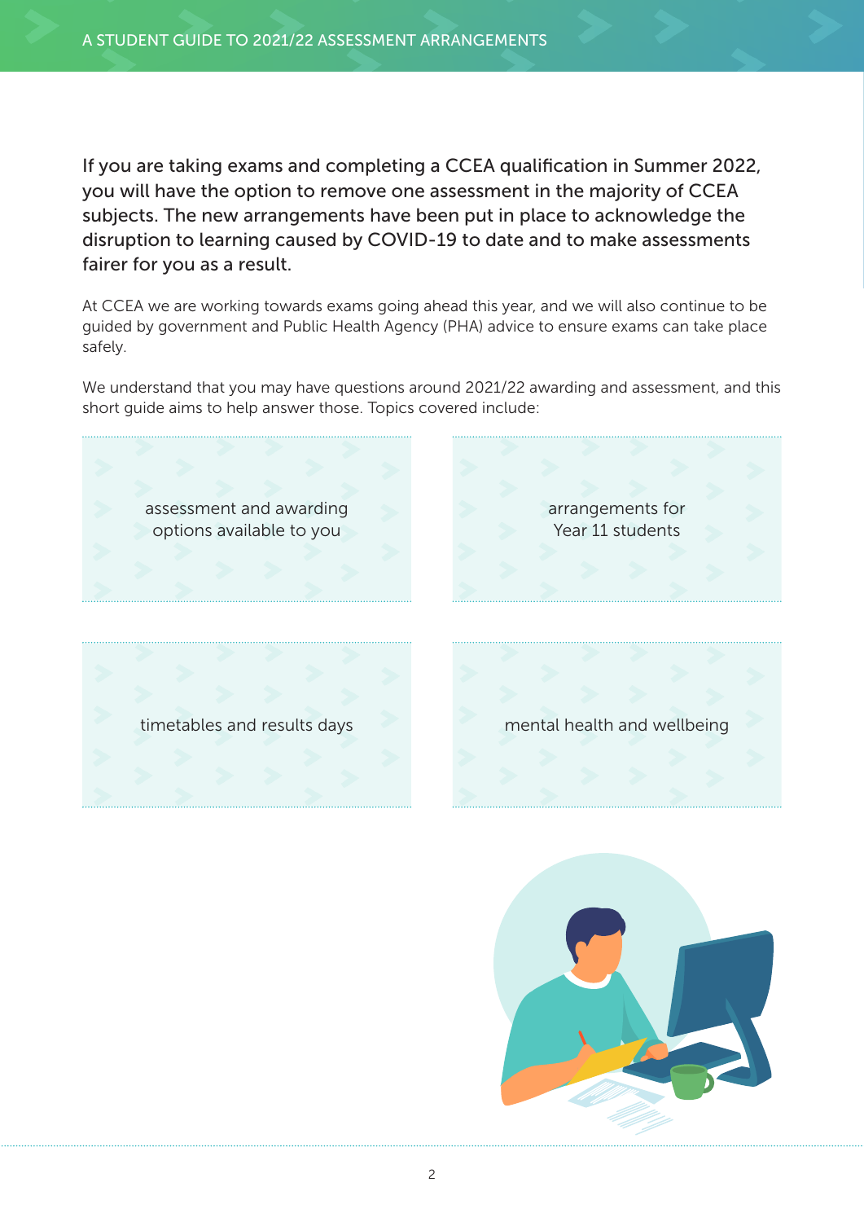If you are taking exams and completing a CCEA qualification in Summer 2022, you will have the option to remove one assessment in the majority of CCEA subjects. The new arrangements have been put in place to acknowledge the disruption to learning caused by COVID-19 to date and to make assessments fairer for you as a result.

At CCEA we are working towards exams going ahead this year, and we will also continue to be guided by government and Public Health Agency (PHA) advice to ensure exams can take place safely.

We understand that you may have questions around 2021/22 awarding and assessment, and this short guide aims to help answer those. Topics covered include:

- assessment and awarding options available to you
- arrangements for Year 11 students
- timetables and results days
- mental health and wellbeing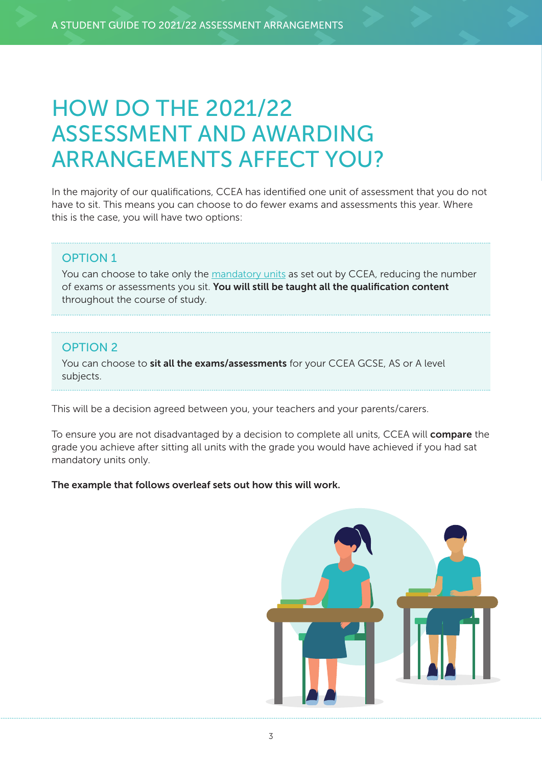# HOW DO THE 2021/22 ASSESSMENT AND AWARDING ARRANGEMENTS AFFECT YOU?

In the majority of our qualifications, CCEA has identified one unit of assessment that you do not have to sit. This means you can choose to do fewer exams and assessments this year. Where this is the case, you will have two options:

## OPTION 1

You can choose to take only the mandatory units as set out by CCEA, reducing the number of exams or assessments you sit. **You will still be taught all the qualification content** throughout the course of study.

## OPTION 2

You can choose to **sit all the exams/assessments** for your CCEA GCSE, AS or A level subjects.

This will be a decision agreed between you, your teachers and your parents/carers.

To ensure you are not disadvantaged by a decision to complete all units, CCEA will **compare** the grade you achieve after sitting all units with the grade you would have achieved if you had sat mandatory units only.

**The example that follows overleaf sets out how this will work.**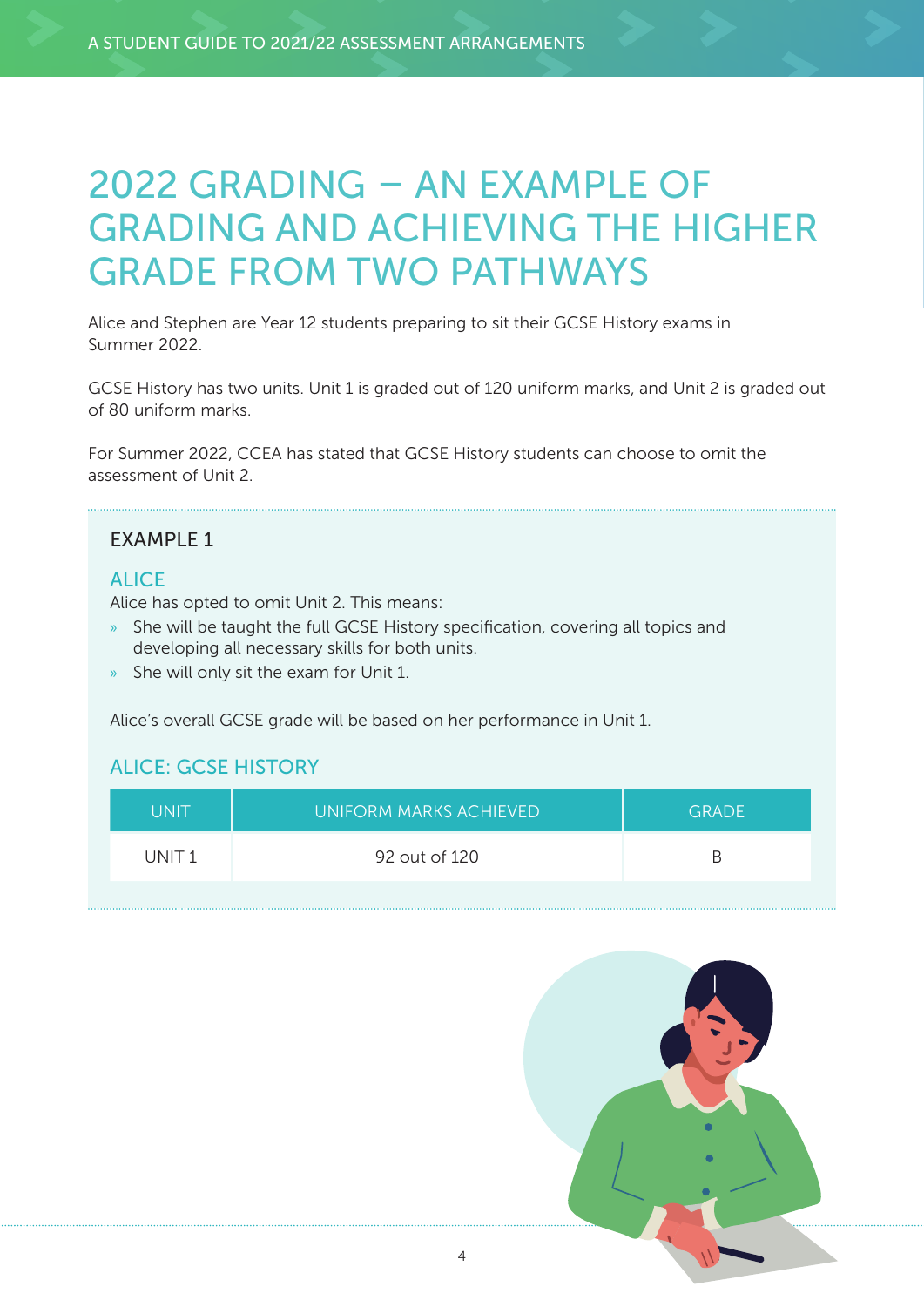# 2022 GRADING – AN EXAMPLE OF GRADING AND ACHIEVING THE HIGHER GRADE FROM TWO PATHWAYS

Alice and Stephen are Year 12 students preparing to sit their GCSE History exams in Summer 2022.

GCSE History has two units. Unit 1 is graded out of 120 uniform marks, and Unit 2 is graded out of 80 uniform marks.

For Summer 2022, CCEA has stated that GCSE History students can choose to omit the assessment of Unit 2.

## EXAMPLE 1

### ALICE

Alice has opted to omit Unit 2. This means:

- She will be taught the full GCSE History specification, covering all topics and developing all necessary skills for both units.
- She will only sit the exam for Unit 1.

Alice's overall GCSE grade will be based on her performance in Unit 1.

### ALICE: GCSE HISTORY

| UNIT | UNIFORM MARKS ACHIEVED | GRADE |
|---|---|---|
| UNIT 1 | 92 out of 120 | B |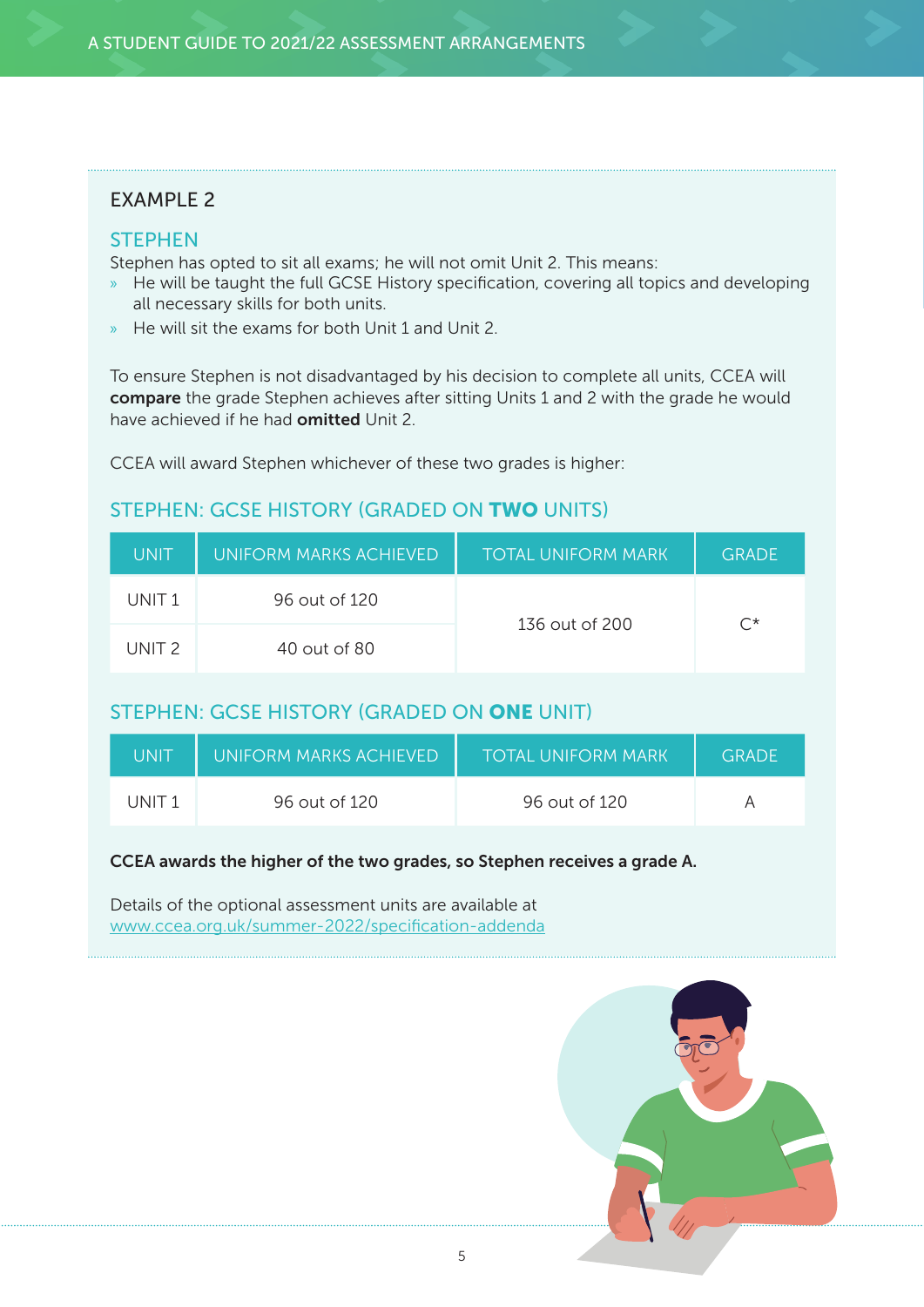## EXAMPLE 2

### STEPHEN

Stephen has opted to sit all exams; he will not omit Unit 2. This means:

- He will be taught the full GCSE History specification, covering all topics and developing all necessary skills for both units.
- He will sit the exams for both Unit 1 and Unit 2.

To ensure Stephen is not disadvantaged by his decision to complete all units, CCEA will **compare** the grade Stephen achieves after sitting Units 1 and 2 with the grade he would have achieved if he had **omitted** Unit 2.

CCEA will award Stephen whichever of these two grades is higher:

### STEPHEN: GCSE HISTORY (GRADED ON **TWO** UNITS)

| UNIT | UNIFORM MARKS ACHIEVED | TOTAL UNIFORM MARK | GRADE |
|---|---|---|---|
| UNIT 1 | 96 out of 120 | 136 out of 200 | C* |
| UNIT 2 | 40 out of 80 | | |

### STEPHEN: GCSE HISTORY (GRADED ON **ONE** UNIT)

| UNIT | UNIFORM MARKS ACHIEVED | TOTAL UNIFORM MARK | GRADE |
|---|---|---|---|
| UNIT 1 | 96 out of 120 | 96 out of 120 | A |

**CCEA awards the higher of the two grades, so Stephen receives a grade A.**

Details of the optional assessment units are available at [www.ccea.org.uk/summer-2022/specification-addenda](www.ccea.org.uk/summer-2022/specification-addenda)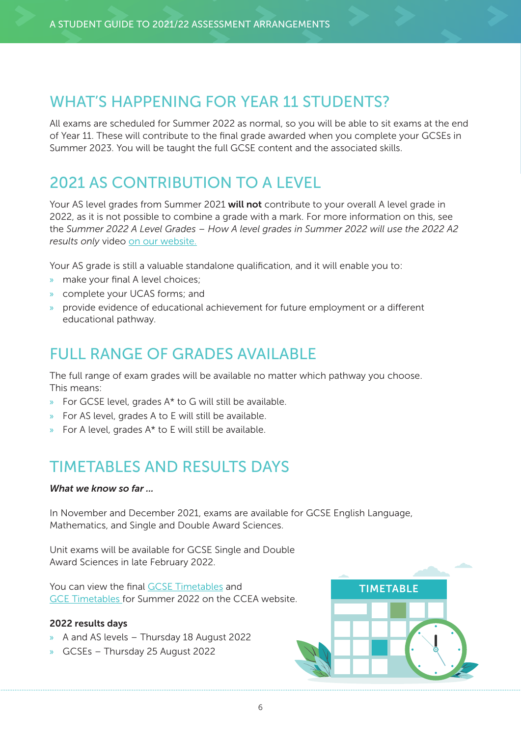## WHAT'S HAPPENING FOR YEAR 11 STUDENTS?

All exams are scheduled for Summer 2022 as normal, so you will be able to sit exams at the end of Year 11. These will contribute to the final grade awarded when you complete your GCSEs in Summer 2023. You will be taught the full GCSE content and the associated skills.

## 2021 AS CONTRIBUTION TO A LEVEL

Your AS level grades from Summer 2021 **will not** contribute to your overall A level grade in 2022, as it is not possible to combine a grade with a mark. For more information on this, see the *Summer 2022 A Level Grades – How A level grades in Summer 2022 will use the 2022 A2 results only* video on our website.

Your AS grade is still a valuable standalone qualification, and it will enable you to:

- make your final A level choices;
- complete your UCAS forms; and
- provide evidence of educational achievement for future employment or a different educational pathway.

## FULL RANGE OF GRADES AVAILABLE

The full range of exam grades will be available no matter which pathway you choose. This means:

- For GCSE level, grades A* to G will still be available.
- For AS level, grades A to E will still be available.
- For A level, grades A* to E will still be available.

## TIMETABLES AND RESULTS DAYS

***What we know so far ...***

In November and December 2021, exams are available for GCSE English Language, Mathematics, and Single and Double Award Sciences.

Unit exams will be available for GCSE Single and Double Award Sciences in late February 2022.

You can view the final GCSE Timetables and GCE Timetables for Summer 2022 on the CCEA website.

**2022 results days**

- A and AS levels – Thursday 18 August 2022
- GCSEs – Thursday 25 August 2022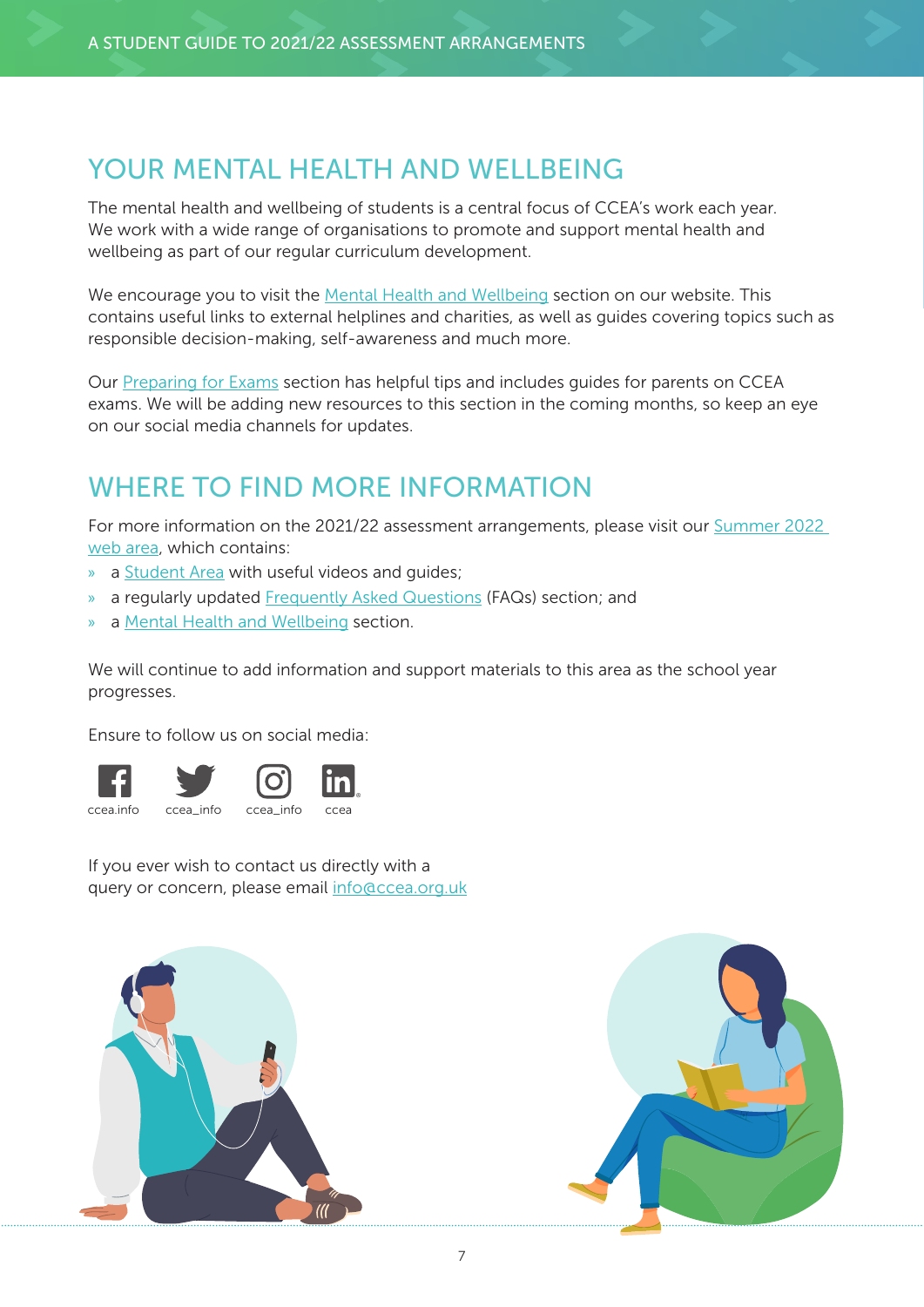## YOUR MENTAL HEALTH AND WELLBEING

The mental health and wellbeing of students is a central focus of CCEA's work each year. We work with a wide range of organisations to promote and support mental health and wellbeing as part of our regular curriculum development.

We encourage you to visit the Mental Health and Wellbeing section on our website. This contains useful links to external helplines and charities, as well as guides covering topics such as responsible decision-making, self-awareness and much more.

Our Preparing for Exams section has helpful tips and includes guides for parents on CCEA exams. We will be adding new resources to this section in the coming months, so keep an eye on our social media channels for updates.

## WHERE TO FIND MORE INFORMATION

For more information on the 2021/22 assessment arrangements, please visit our Summer 2022 web area, which contains:

- a Student Area with useful videos and guides;
- a regularly updated Frequently Asked Questions (FAQs) section; and
- a Mental Health and Wellbeing section.

We will continue to add information and support materials to this area as the school year progresses.

Ensure to follow us on social media:

ccea.info ccea_info ccea_info ccea

If you ever wish to contact us directly with a query or concern, please email info@ccea.org.uk